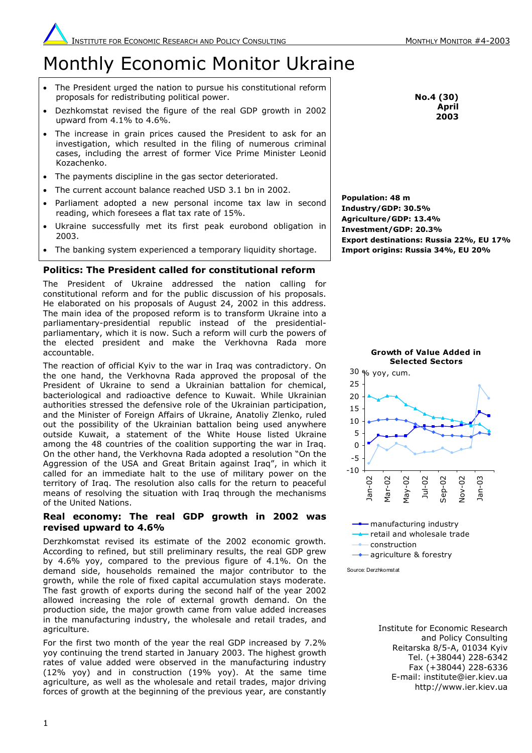# Monthly Economic Monitor Ukraine

- The President urged the nation to pursue his constitutional reform proposals for redistributing political power.
- Dezhkomstat revised the figure of the real GDP growth in 2002 upward from 4.1% to 4.6%.
- The increase in grain prices caused the President to ask for an investigation, which resulted in the filing of numerous criminal cases, including the arrest of former Vice Prime Minister Leonid Kozachenko.
- The payments discipline in the gas sector deteriorated.
- The current account balance reached USD 3.1 bn in 2002.
- Parliament adopted a new personal income tax law in second reading, which foresees a flat tax rate of 15%.
- Ukraine successfully met its first peak eurobond obligation in 2003.
- The banking system experienced a temporary liquidity shortage.

**No.4 (30)**
**April**
**2003**

**Population: 48 m**
**Industry/GDP: 30.5%**
**Agriculture/GDP: 13.4%**
**Investment/GDP: 20.3%**
**Export destinations: Russia 22%, EU 17%**
**Import origins: Russia 34%, EU 20%**

## Politics: The President called for constitutional reform

The President of Ukraine addressed the nation calling for constitutional reform and for the public discussion of his proposals. He elaborated on his proposals of August 24, 2002 in this address. The main idea of the proposed reform is to transform Ukraine into a parliamentary-presidential republic instead of the presidential-parliamentary, which it is now. Such a reform will curb the powers of the elected president and make the Verkhovna Rada more accountable.

The reaction of official Kyiv to the war in Iraq was contradictory. On the one hand, the Verkhovna Rada approved the proposal of the President of Ukraine to send a Ukrainian battalion for chemical, bacteriological and radioactive defence to Kuwait. While Ukrainian authorities stressed the defensive role of the Ukrainian participation, and the Minister of Foreign Affairs of Ukraine, Anatoliy Zlenko, ruled out the possibility of the Ukrainian battalion being used anywhere outside Kuwait, a statement of the White House listed Ukraine among the 48 countries of the coalition supporting the war in Iraq. On the other hand, the Verkhovna Rada adopted a resolution "On the Aggression of the USA and Great Britain against Iraq", in which it called for an immediate halt to the use of military power on the territory of Iraq. The resolution also calls for the return to peaceful means of resolving the situation with Iraq through the mechanisms of the United Nations.

## Real economy: The real GDP growth in 2002 was revised upward to 4.6%

Derzhkomstat revised its estimate of the 2002 economic growth. According to refined, but still preliminary results, the real GDP grew by 4.6% yoy, compared to the previous figure of 4.1%. On the demand side, households remained the major contributor to the growth, while the role of fixed capital accumulation stays moderate. The fast growth of exports during the second half of the year 2002 allowed increasing the role of external growth demand. On the production side, the major growth came from value added increases in the manufacturing industry, the wholesale and retail trades, and agriculture.

For the first two month of the year the real GDP increased by 7.2% yoy continuing the trend started in January 2003. The highest growth rates of value added were observed in the manufacturing industry (12% yoy) and in construction (19% yoy). At the same time agriculture, as well as the wholesale and retail trades, major driving forces of growth at the beginning of the previous year, are constantly

**Growth of Value Added in Selected Sectors**

% yoy, cum.

Legend: manufacturing industry; retail and wholesale trade; construction; agriculture & forestry

Source: Derzhkomstat

Institute for Economic Research and Policy Consulting
Reitarska 8/5-A, 01034 Kyiv
Tel. (+38044) 228-6342
Fax (+38044) 228-6336
E-mail: institute@ier.kiev.ua
http://www.ier.kiev.ua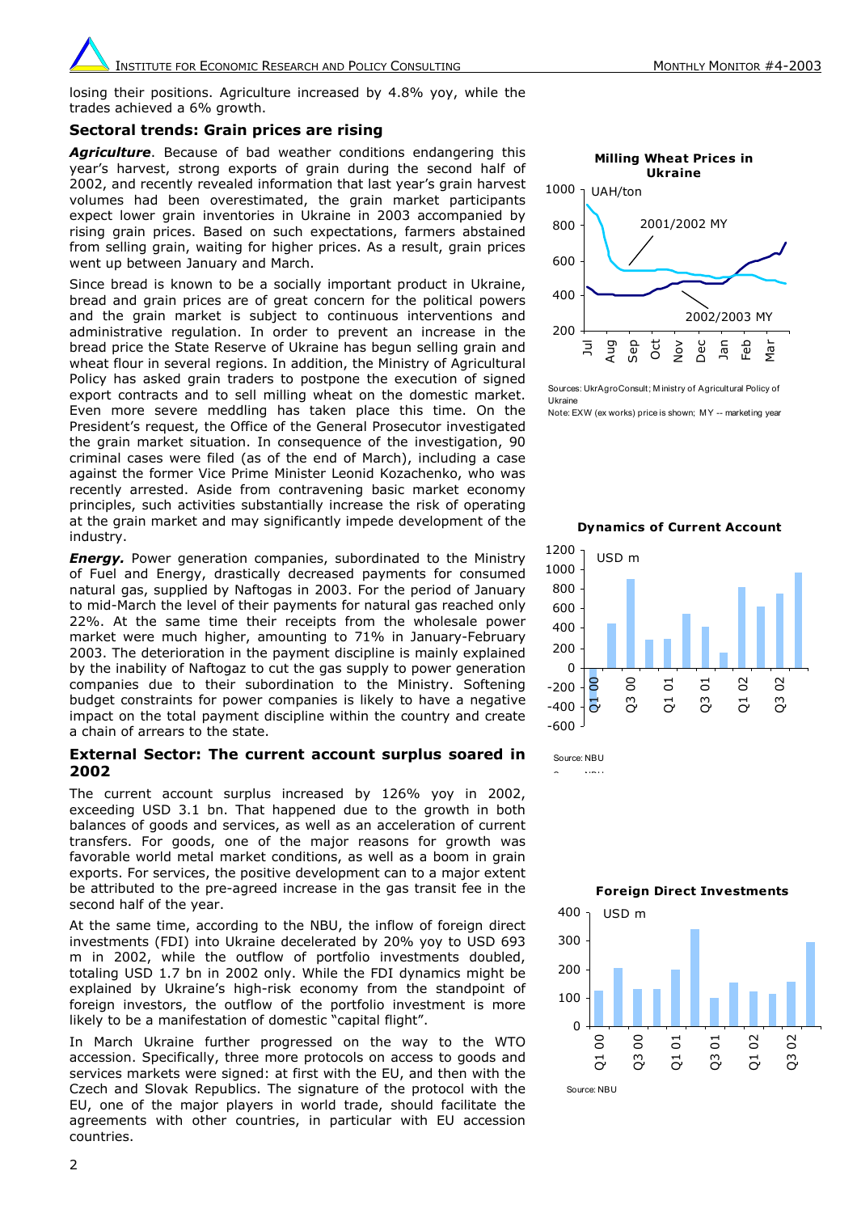losing their positions. Agriculture increased by 4.8% yoy, while the trades achieved a 6% growth.

### Sectoral trends: Grain prices are rising

***Agriculture***. Because of bad weather conditions endangering this year's harvest, strong exports of grain during the second half of 2002, and recently revealed information that last year's grain harvest volumes had been overestimated, the grain market participants expect lower grain inventories in Ukraine in 2003 accompanied by rising grain prices. Based on such expectations, farmers abstained from selling grain, waiting for higher prices. As a result, grain prices went up between January and March.

Since bread is known to be a socially important product in Ukraine, bread and grain prices are of great concern for the political powers and the grain market is subject to continuous interventions and administrative regulation. In order to prevent an increase in the bread price the State Reserve of Ukraine has begun selling grain and wheat flour in several regions. In addition, the Ministry of Agricultural Policy has asked grain traders to postpone the execution of signed export contracts and to sell milling wheat on the domestic market. Even more severe meddling has taken place this time. On the President's request, the Office of the General Prosecutor investigated the grain market situation. In consequence of the investigation, 90 criminal cases were filed (as of the end of March), including a case against the former Vice Prime Minister Leonid Kozachenko, who was recently arrested. Aside from contravening basic market economy principles, such activities substantially increase the risk of operating at the grain market and may significantly impede development of the industry.

**Milling Wheat Prices in Ukraine**

Sources: UkrAgroConsult; Ministry of Agricultural Policy of Ukraine
Note: EXW (ex works) price is shown; MY -- marketing year

***Energy.*** Power generation companies, subordinated to the Ministry of Fuel and Energy, drastically decreased payments for consumed natural gas, supplied by Naftogas in 2003. For the period of January to mid-March the level of their payments for natural gas reached only 22%. At the same time their receipts from the wholesale power market were much higher, amounting to 71% in January-February 2003. The deterioration in the payment discipline is mainly explained by the inability of Naftogaz to cut the gas supply to power generation companies due to their subordination to the Ministry. Softening budget constraints for power companies is likely to have a negative impact on the total payment discipline within the country and create a chain of arrears to the state.

### External Sector: The current account surplus soared in 2002

The current account surplus increased by 126% yoy in 2002, exceeding USD 3.1 bn. That happened due to the growth in both balances of goods and services, as well as an acceleration of current transfers. For goods, one of the major reasons for growth was favorable world metal market conditions, as well as a boom in grain exports. For services, the positive development can to a major extent be attributed to the pre-agreed increase in the gas transit fee in the second half of the year.

**Dynamics of Current Account**

Source: NBU

At the same time, according to the NBU, the inflow of foreign direct investments (FDI) into Ukraine decelerated by 20% yoy to USD 693 m in 2002, while the outflow of portfolio investments doubled, totaling USD 1.7 bn in 2002 only. While the FDI dynamics might be explained by Ukraine's high-risk economy from the standpoint of foreign investors, the outflow of the portfolio investment is more likely to be a manifestation of domestic "capital flight".

**Foreign Direct Investments**

Source: NBU

In March Ukraine further progressed on the way to the WTO accession. Specifically, three more protocols on access to goods and services markets were signed: at first with the EU, and then with the Czech and Slovak Republics. The signature of the protocol with the EU, one of the major players in world trade, should facilitate the agreements with other countries, in particular with EU accession countries.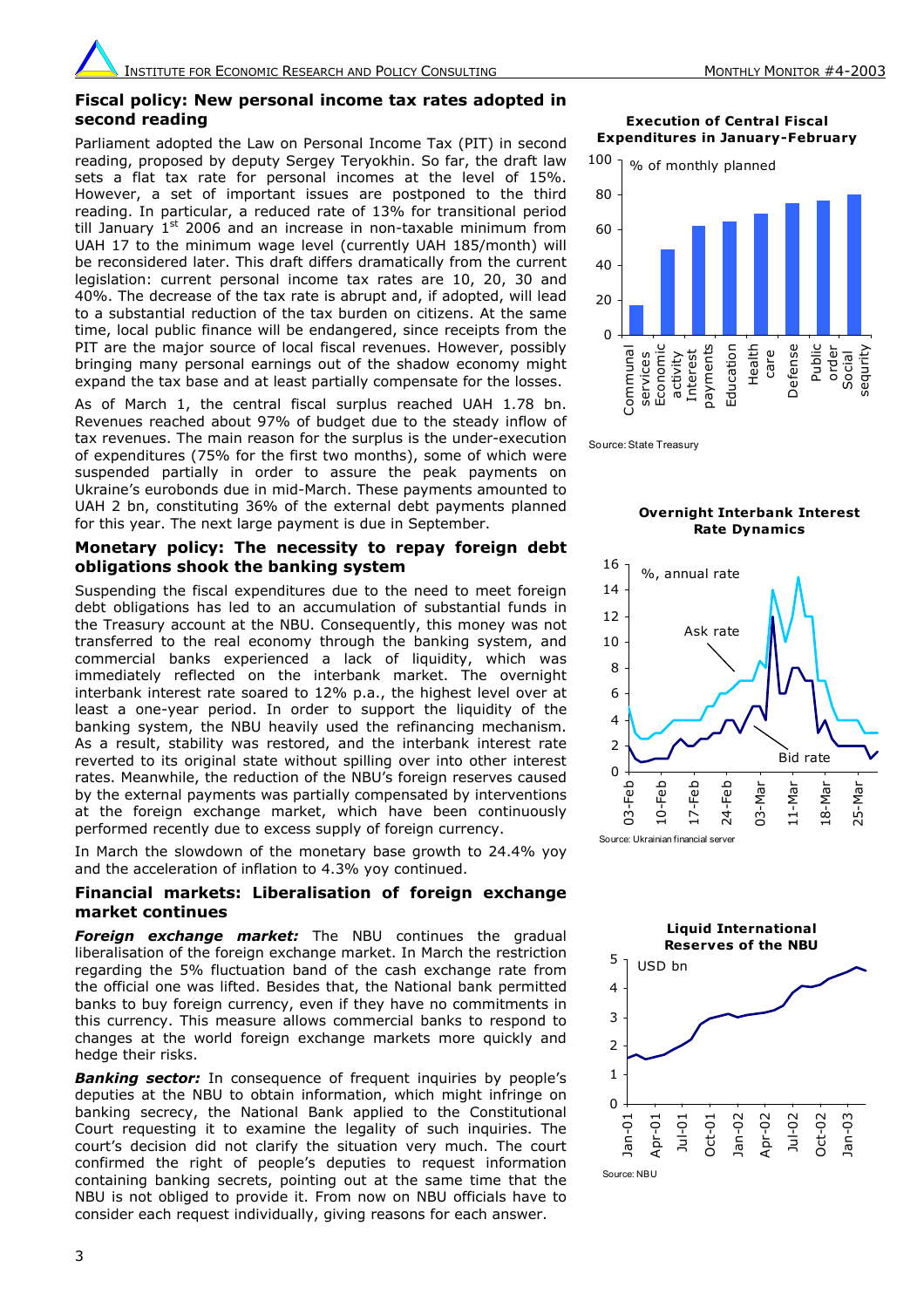## Fiscal policy: New personal income tax rates adopted in second reading

Parliament adopted the Law on Personal Income Tax (PIT) in second reading, proposed by deputy Sergey Teryokhin. So far, the draft law sets a flat tax rate for personal incomes at the level of 15%. However, a set of important issues are postponed to the third reading. In particular, a reduced rate of 13% for transitional period till January 1st 2006 and an increase in non-taxable minimum from UAH 17 to the minimum wage level (currently UAH 185/month) will be reconsidered later. This draft differs dramatically from the current legislation: current personal income tax rates are 10, 20, 30 and 40%. The decrease of the tax rate is abrupt and, if adopted, will lead to a substantial reduction of the tax burden on citizens. At the same time, local public finance will be endangered, since receipts from the PIT are the major source of local fiscal revenues. However, possibly bringing many personal earnings out of the shadow economy might expand the tax base and at least partially compensate for the losses.

As of March 1, the central fiscal surplus reached UAH 1.78 bn. Revenues reached about 97% of budget due to the steady inflow of tax revenues. The main reason for the surplus is the under-execution of expenditures (75% for the first two months), some of which were suspended partially in order to assure the peak payments on Ukraine's eurobonds due in mid-March. These payments amounted to UAH 2 bn, constituting 36% of the external debt payments planned for this year. The next large payment is due in September.

## Monetary policy: The necessity to repay foreign debt obligations shook the banking system

Suspending the fiscal expenditures due to the need to meet foreign debt obligations has led to an accumulation of substantial funds in the Treasury account at the NBU. Consequently, this money was not transferred to the real economy through the banking system, and commercial banks experienced a lack of liquidity, which was immediately reflected on the interbank market. The overnight interbank interest rate soared to 12% p.a., the highest level over at least a one-year period. In order to support the liquidity of the banking system, the NBU heavily used the refinancing mechanism. As a result, stability was restored, and the interbank interest rate reverted to its original state without spilling over into other interest rates. Meanwhile, the reduction of the NBU's foreign reserves caused by the external payments was partially compensated by interventions at the foreign exchange market, which have been continuously performed recently due to excess supply of foreign currency.

In March the slowdown of the monetary base growth to 24.4% yoy and the acceleration of inflation to 4.3% yoy continued.

## Financial markets: Liberalisation of foreign exchange market continues

***Foreign exchange market:*** The NBU continues the gradual liberalisation of the foreign exchange market. In March the restriction regarding the 5% fluctuation band of the cash exchange rate from the official one was lifted. Besides that, the National bank permitted banks to buy foreign currency, even if they have no commitments in this currency. This measure allows commercial banks to respond to changes at the world foreign exchange markets more quickly and hedge their risks.

***Banking sector:*** In consequence of frequent inquiries by people's deputies at the NBU to obtain information, which might infringe on banking secrecy, the National Bank applied to the Constitutional Court requesting it to examine the legality of such inquiries. The court's decision did not clarify the situation very much. The court confirmed the right of people's deputies to request information containing banking secrets, pointing out at the same time that the NBU is not obliged to provide it. From now on NBU officials have to consider each request individually, giving reasons for each answer.

**Execution of Central Fiscal Expenditures in January-February**

% of monthly planned

| Category | % (approx.) |
|---|---|
| Communal services | 17 |
| Economic activity | 49 |
| Interest payments | 62 |
| Education | 65 |
| Health care | 69 |
| Defense | 75 |
| Public order | 77 |
| Social sequrity | 80 |

Source: State Treasury

**Overnight Interbank Interest Rate Dynamics**

%, annual rate (Ask rate, Bid rate; 03-Feb to 25-Mar)

Source: Ukrainian financial server

**Liquid International Reserves of the NBU**

USD bn (Jan-01 to Jan-03)

Source: NBU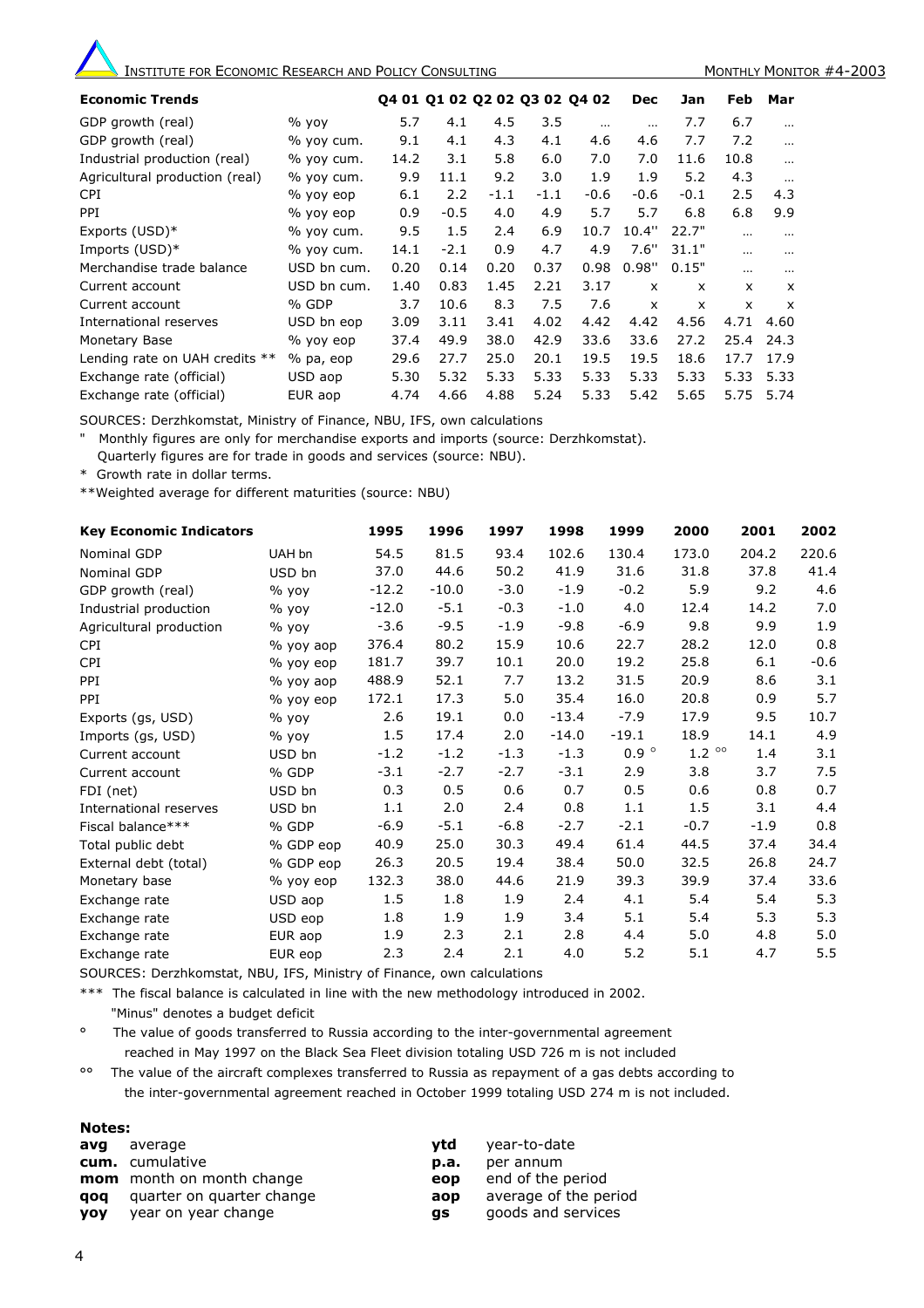| Economic Trends | | Q4 01 | Q1 02 | Q2 02 | Q3 02 | Q4 02 | Dec | Jan | Feb | Mar |
|---|---|---|---|---|---|---|---|---|---|---|
| GDP growth (real) | % yoy | 5.7 | 4.1 | 4.5 | 3.5 | … | … | 7.7 | 6.7 | … |
| GDP growth (real) | % yoy cum. | 9.1 | 4.1 | 4.3 | 4.1 | 4.6 | 4.6 | 7.7 | 7.2 | … |
| Industrial production (real) | % yoy cum. | 14.2 | 3.1 | 5.8 | 6.0 | 7.0 | 7.0 | 11.6 | 10.8 | … |
| Agricultural production (real) | % yoy cum. | 9.9 | 11.1 | 9.2 | 3.0 | 1.9 | 1.9 | 5.2 | 4.3 | … |
| CPI | % yoy eop | 6.1 | 2.2 | -1.1 | -1.1 | -0.6 | -0.6 | -0.1 | 2.5 | 4.3 |
| PPI | % yoy eop | 0.9 | -0.5 | 4.0 | 4.9 | 5.7 | 5.7 | 6.8 | 6.8 | 9.9 |
| Exports (USD)* | % yoy cum. | 9.5 | 1.5 | 2.4 | 6.9 | 10.7 | 10.4" | 22.7" | … | … |
| Imports (USD)* | % yoy cum. | 14.1 | -2.1 | 0.9 | 4.7 | 4.9 | 7.6" | 31.1" | … | … |
| Merchandise trade balance | USD bn cum. | 0.20 | 0.14 | 0.20 | 0.37 | 0.98 | 0.98" | 0.15" | … | … |
| Current account | USD bn cum. | 1.40 | 0.83 | 1.45 | 2.21 | 3.17 | x | x | x | x |
| Current account | % GDP | 3.7 | 10.6 | 8.3 | 7.5 | 7.6 | x | x | x | x |
| International reserves | USD bn eop | 3.09 | 3.11 | 3.41 | 4.02 | 4.42 | 4.42 | 4.56 | 4.71 | 4.60 |
| Monetary Base | % yoy eop | 37.4 | 49.9 | 38.0 | 42.9 | 33.6 | 33.6 | 27.2 | 25.4 | 24.3 |
| Lending rate on UAH credits ** | % pa, eop | 29.6 | 27.7 | 25.0 | 20.1 | 19.5 | 19.5 | 18.6 | 17.7 | 17.9 |
| Exchange rate (official) | USD aop | 5.30 | 5.32 | 5.33 | 5.33 | 5.33 | 5.33 | 5.33 | 5.33 | 5.33 |
| Exchange rate (official) | EUR aop | 4.74 | 4.66 | 4.88 | 5.24 | 5.33 | 5.42 | 5.65 | 5.75 | 5.74 |

SOURCES: Derzhkomstat, Ministry of Finance, NBU, IFS, own calculations

" Monthly figures are only for merchandise exports and imports (source: Derzhkomstat).
Quarterly figures are for trade in goods and services (source: NBU).

\* Growth rate in dollar terms.

\*\*Weighted average for different maturities (source: NBU)

| Key Economic Indicators | | 1995 | 1996 | 1997 | 1998 | 1999 | 2000 | 2001 | 2002 |
|---|---|---|---|---|---|---|---|---|---|
| Nominal GDP | UAH bn | 54.5 | 81.5 | 93.4 | 102.6 | 130.4 | 173.0 | 204.2 | 220.6 |
| Nominal GDP | USD bn | 37.0 | 44.6 | 50.2 | 41.9 | 31.6 | 31.8 | 37.8 | 41.4 |
| GDP growth (real) | % yoy | -12.2 | -10.0 | -3.0 | -1.9 | -0.2 | 5.9 | 9.2 | 4.6 |
| Industrial production | % yoy | -12.0 | -5.1 | -0.3 | -1.0 | 4.0 | 12.4 | 14.2 | 7.0 |
| Agricultural production | % yoy | -3.6 | -9.5 | -1.9 | -9.8 | -6.9 | 9.8 | 9.9 | 1.9 |
| CPI | % yoy aop | 376.4 | 80.2 | 15.9 | 10.6 | 22.7 | 28.2 | 12.0 | 0.8 |
| CPI | % yoy eop | 181.7 | 39.7 | 10.1 | 20.0 | 19.2 | 25.8 | 6.1 | -0.6 |
| PPI | % yoy aop | 488.9 | 52.1 | 7.7 | 13.2 | 31.5 | 20.9 | 8.6 | 3.1 |
| PPI | % yoy eop | 172.1 | 17.3 | 5.0 | 35.4 | 16.0 | 20.8 | 0.9 | 5.7 |
| Exports (gs, USD) | % yoy | 2.6 | 19.1 | 0.0 | -13.4 | -7.9 | 17.9 | 9.5 | 10.7 |
| Imports (gs, USD) | % yoy | 1.5 | 17.4 | 2.0 | -14.0 | -19.1 | 18.9 | 14.1 | 4.9 |
| Current account | USD bn | -1.2 | -1.2 | -1.3 | -1.3 | 0.9 ° | 1.2 °° | 1.4 | 3.1 |
| Current account | % GDP | -3.1 | -2.7 | -2.7 | -3.1 | 2.9 | 3.8 | 3.7 | 7.5 |
| FDI (net) | USD bn | 0.3 | 0.5 | 0.6 | 0.7 | 0.5 | 0.6 | 0.8 | 0.7 |
| International reserves | USD bn | 1.1 | 2.0 | 2.4 | 0.8 | 1.1 | 1.5 | 3.1 | 4.4 |
| Fiscal balance*** | % GDP | -6.9 | -5.1 | -6.8 | -2.7 | -2.1 | -0.7 | -1.9 | 0.8 |
| Total public debt | % GDP eop | 40.9 | 25.0 | 30.3 | 49.4 | 61.4 | 44.5 | 37.4 | 34.4 |
| External debt (total) | % GDP eop | 26.3 | 20.5 | 19.4 | 38.4 | 50.0 | 32.5 | 26.8 | 24.7 |
| Monetary base | % yoy eop | 132.3 | 38.0 | 44.6 | 21.9 | 39.3 | 39.9 | 37.4 | 33.6 |
| Exchange rate | USD aop | 1.5 | 1.8 | 1.9 | 2.4 | 4.1 | 5.4 | 5.4 | 5.3 |
| Exchange rate | USD eop | 1.8 | 1.9 | 1.9 | 3.4 | 5.1 | 5.4 | 5.3 | 5.3 |
| Exchange rate | EUR aop | 1.9 | 2.3 | 2.1 | 2.8 | 4.4 | 5.0 | 4.8 | 5.0 |
| Exchange rate | EUR eop | 2.3 | 2.4 | 2.1 | 4.0 | 5.2 | 5.1 | 4.7 | 5.5 |

SOURCES: Derzhkomstat, NBU, IFS, Ministry of Finance, own calculations

\*\*\* The fiscal balance is calculated in line with the new methodology introduced in 2002.
"Minus" denotes a budget deficit

° The value of goods transferred to Russia according to the inter-governmental agreement reached in May 1997 on the Black Sea Fleet division totaling USD 726 m is not included

°° The value of the aircraft complexes transferred to Russia as repayment of a gas debts according to the inter-governmental agreement reached in October 1999 totaling USD 274 m is not included.

**Notes:**

| | | | |
|---|---|---|---|
| **avg** | average | **ytd** | year-to-date |
| **cum.** | cumulative | **p.a.** | per annum |
| **mom** | month on month change | **eop** | end of the period |
| **qoq** | quarter on quarter change | **aop** | average of the period |
| **yoy** | year on year change | **gs** | goods and services |